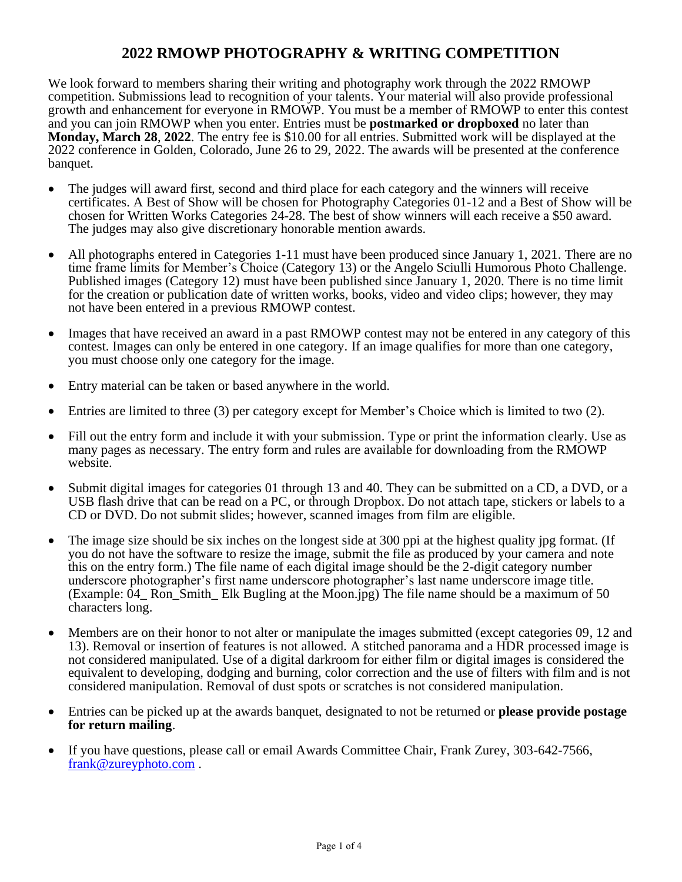# 2022 RMOWP PHOTOGRAPHY & WRITING COMPETITION

We look forward to members sharing their writing and photography work through the 2022 RMOWP competition. Submissions lead to recognition of your talents. Your material will also provide professional growth and enhancement for everyone in RMOWP. You must be a member of RMOWP to enter this contest and you can join RMOWP when you enter. Entries must be **postmarked or dropboxed** no later than **Monday, March 28**, **2022**. The entry fee is $10.00 for all entries. Submitted work will be displayed at the 2022 conference in Golden, Colorado, June 26 to 29, 2022. The awards will be presented at the conference banquet.

- The judges will award first, second and third place for each category and the winners will receive certificates. A Best of Show will be chosen for Photography Categories 01-12 and a Best of Show will be chosen for Written Works Categories 24-28. The best of show winners will each receive a $50 award. The judges may also give discretionary honorable mention awards.

- All photographs entered in Categories 1-11 must have been produced since January 1, 2021. There are no time frame limits for Member's Choice (Category 13) or the Angelo Sciulli Humorous Photo Challenge. Published images (Category 12) must have been published since January 1, 2020. There is no time limit for the creation or publication date of written works, books, video and video clips; however, they may not have been entered in a previous RMOWP contest.

- Images that have received an award in a past RMOWP contest may not be entered in any category of this contest. Images can only be entered in one category. If an image qualifies for more than one category, you must choose only one category for the image.

- Entry material can be taken or based anywhere in the world.

- Entries are limited to three (3) per category except for Member's Choice which is limited to two (2).

- Fill out the entry form and include it with your submission. Type or print the information clearly. Use as many pages as necessary. The entry form and rules are available for downloading from the RMOWP website.

- Submit digital images for categories 01 through 13 and 40. They can be submitted on a CD, a DVD, or a USB flash drive that can be read on a PC, or through Dropbox. Do not attach tape, stickers or labels to a CD or DVD. Do not submit slides; however, scanned images from film are eligible.

- The image size should be six inches on the longest side at 300 ppi at the highest quality jpg format. (If you do not have the software to resize the image, submit the file as produced by your camera and note this on the entry form.) The file name of each digital image should be the 2-digit category number underscore photographer's first name underscore photographer's last name underscore image title. (Example: 04_ Ron_Smith_ Elk Bugling at the Moon.jpg) The file name should be a maximum of 50 characters long.

- Members are on their honor to not alter or manipulate the images submitted (except categories 09, 12 and 13). Removal or insertion of features is not allowed. A stitched panorama and a HDR processed image is not considered manipulated. Use of a digital darkroom for either film or digital images is considered the equivalent to developing, dodging and burning, color correction and the use of filters with film and is not considered manipulation. Removal of dust spots or scratches is not considered manipulation.

- Entries can be picked up at the awards banquet, designated to not be returned or **please provide postage for return mailing**.

- If you have questions, please call or email Awards Committee Chair, Frank Zurey, 303-642-7566, [frank@zureyphoto.com](mailto:frank@zureyphoto.com) .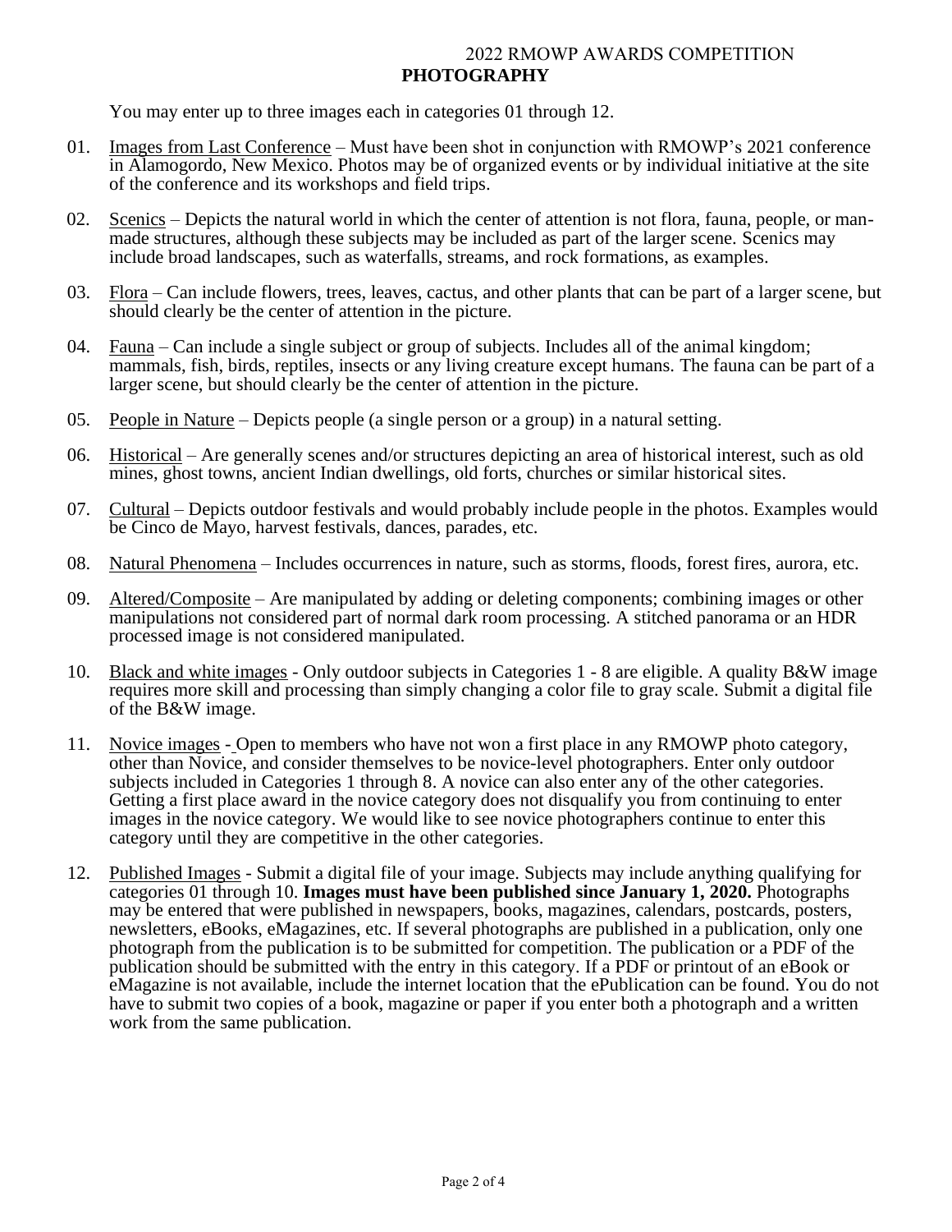# 2022 RMOWP AWARDS COMPETITION

## PHOTOGRAPHY

You may enter up to three images each in categories 01 through 12.

01. Images from Last Conference – Must have been shot in conjunction with RMOWP's 2021 conference in Alamogordo, New Mexico. Photos may be of organized events or by individual initiative at the site of the conference and its workshops and field trips.

02. Scenics – Depicts the natural world in which the center of attention is not flora, fauna, people, or man-made structures, although these subjects may be included as part of the larger scene. Scenics may include broad landscapes, such as waterfalls, streams, and rock formations, as examples.

03. Flora – Can include flowers, trees, leaves, cactus, and other plants that can be part of a larger scene, but should clearly be the center of attention in the picture.

04. Fauna – Can include a single subject or group of subjects. Includes all of the animal kingdom; mammals, fish, birds, reptiles, insects or any living creature except humans. The fauna can be part of a larger scene, but should clearly be the center of attention in the picture.

05. People in Nature – Depicts people (a single person or a group) in a natural setting.

06. Historical – Are generally scenes and/or structures depicting an area of historical interest, such as old mines, ghost towns, ancient Indian dwellings, old forts, churches or similar historical sites.

07. Cultural – Depicts outdoor festivals and would probably include people in the photos. Examples would be Cinco de Mayo, harvest festivals, dances, parades, etc.

08. Natural Phenomena – Includes occurrences in nature, such as storms, floods, forest fires, aurora, etc.

09. Altered/Composite – Are manipulated by adding or deleting components; combining images or other manipulations not considered part of normal dark room processing. A stitched panorama or an HDR processed image is not considered manipulated.

10. Black and white images - Only outdoor subjects in Categories 1 - 8 are eligible. A quality B&W image requires more skill and processing than simply changing a color file to gray scale. Submit a digital file of the B&W image.

11. Novice images - Open to members who have not won a first place in any RMOWP photo category, other than Novice, and consider themselves to be novice-level photographers. Enter only outdoor subjects included in Categories 1 through 8. A novice can also enter any of the other categories. Getting a first place award in the novice category does not disqualify you from continuing to enter images in the novice category. We would like to see novice photographers continue to enter this category until they are competitive in the other categories.

12. Published Images - Submit a digital file of your image. Subjects may include anything qualifying for categories 01 through 10. **Images must have been published since January 1, 2020.** Photographs may be entered that were published in newspapers, books, magazines, calendars, postcards, posters, newsletters, eBooks, eMagazines, etc. If several photographs are published in a publication, only one photograph from the publication is to be submitted for competition. The publication or a PDF of the publication should be submitted with the entry in this category. If a PDF or printout of an eBook or eMagazine is not available, include the internet location that the ePublication can be found. You do not have to submit two copies of a book, magazine or paper if you enter both a photograph and a written work from the same publication.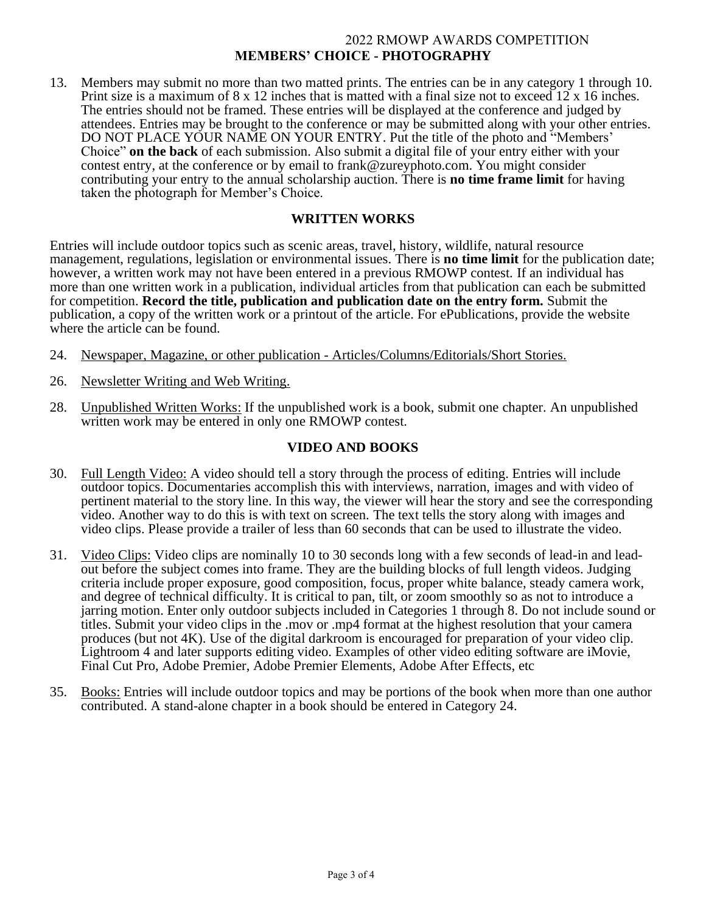2022 RMOWP AWARDS COMPETITION

## MEMBERS' CHOICE - PHOTOGRAPHY

13. Members may submit no more than two matted prints. The entries can be in any category 1 through 10. Print size is a maximum of 8 x 12 inches that is matted with a final size not to exceed 12 x 16 inches. The entries should not be framed. These entries will be displayed at the conference and judged by attendees. Entries may be brought to the conference or may be submitted along with your other entries. DO NOT PLACE YOUR NAME ON YOUR ENTRY. Put the title of the photo and "Members' Choice" **on the back** of each submission. Also submit a digital file of your entry either with your contest entry, at the conference or by email to frank@zureyphoto.com. You might consider contributing your entry to the annual scholarship auction. There is **no time frame limit** for having taken the photograph for Member's Choice.

## WRITTEN WORKS

Entries will include outdoor topics such as scenic areas, travel, history, wildlife, natural resource management, regulations, legislation or environmental issues. There is **no time limit** for the publication date; however, a written work may not have been entered in a previous RMOWP contest. If an individual has more than one written work in a publication, individual articles from that publication can each be submitted for competition. **Record the title, publication and publication date on the entry form.** Submit the publication, a copy of the written work or a printout of the article. For ePublications, provide the website where the article can be found.

24. Newspaper, Magazine, or other publication - Articles/Columns/Editorials/Short Stories.

26. Newsletter Writing and Web Writing.

28. Unpublished Written Works: If the unpublished work is a book, submit one chapter. An unpublished written work may be entered in only one RMOWP contest.

## VIDEO AND BOOKS

30. Full Length Video: A video should tell a story through the process of editing. Entries will include outdoor topics. Documentaries accomplish this with interviews, narration, images and with video of pertinent material to the story line. In this way, the viewer will hear the story and see the corresponding video. Another way to do this is with text on screen. The text tells the story along with images and video clips. Please provide a trailer of less than 60 seconds that can be used to illustrate the video.

31. Video Clips: Video clips are nominally 10 to 30 seconds long with a few seconds of lead-in and lead-out before the subject comes into frame. They are the building blocks of full length videos. Judging criteria include proper exposure, good composition, focus, proper white balance, steady camera work, and degree of technical difficulty. It is critical to pan, tilt, or zoom smoothly so as not to introduce a jarring motion. Enter only outdoor subjects included in Categories 1 through 8. Do not include sound or titles. Submit your video clips in the .mov or .mp4 format at the highest resolution that your camera produces (but not 4K). Use of the digital darkroom is encouraged for preparation of your video clip. Lightroom 4 and later supports editing video. Examples of other video editing software are iMovie, Final Cut Pro, Adobe Premier, Adobe Premier Elements, Adobe After Effects, etc

35. Books: Entries will include outdoor topics and may be portions of the book when more than one author contributed. A stand-alone chapter in a book should be entered in Category 24.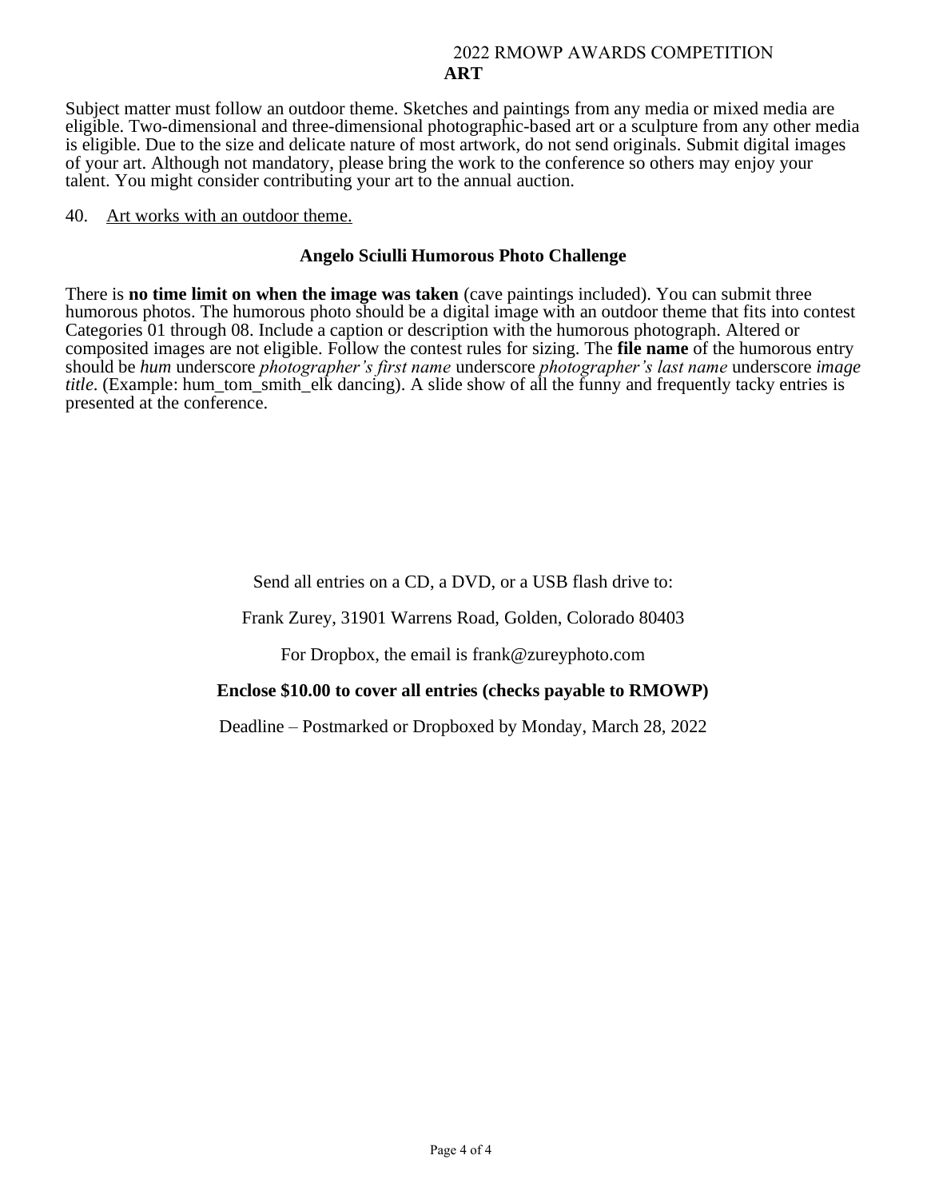## 2022 RMOWP AWARDS COMPETITION

## ART

Subject matter must follow an outdoor theme. Sketches and paintings from any media or mixed media are eligible. Two-dimensional and three-dimensional photographic-based art or a sculpture from any other media is eligible. Due to the size and delicate nature of most artwork, do not send originals. Submit digital images of your art. Although not mandatory, please bring the work to the conference so others may enjoy your talent. You might consider contributing your art to the annual auction.

40. <u>Art works with an outdoor theme.</u>

### Angelo Sciulli Humorous Photo Challenge

There is **no time limit on when the image was taken** (cave paintings included). You can submit three humorous photos. The humorous photo should be a digital image with an outdoor theme that fits into contest Categories 01 through 08. Include a caption or description with the humorous photograph. Altered or composited images are not eligible. Follow the contest rules for sizing. The **file name** of the humorous entry should be *hum* underscore *photographer's first name* underscore *photographer's last name* underscore *image title*. (Example: hum_tom_smith_elk dancing). A slide show of all the funny and frequently tacky entries is presented at the conference.

Send all entries on a CD, a DVD, or a USB flash drive to:

Frank Zurey, 31901 Warrens Road, Golden, Colorado 80403

For Dropbox, the email is frank@zureyphoto.com

**Enclose $10.00 to cover all entries (checks payable to RMOWP)**

Deadline – Postmarked or Dropboxed by Monday, March 28, 2022